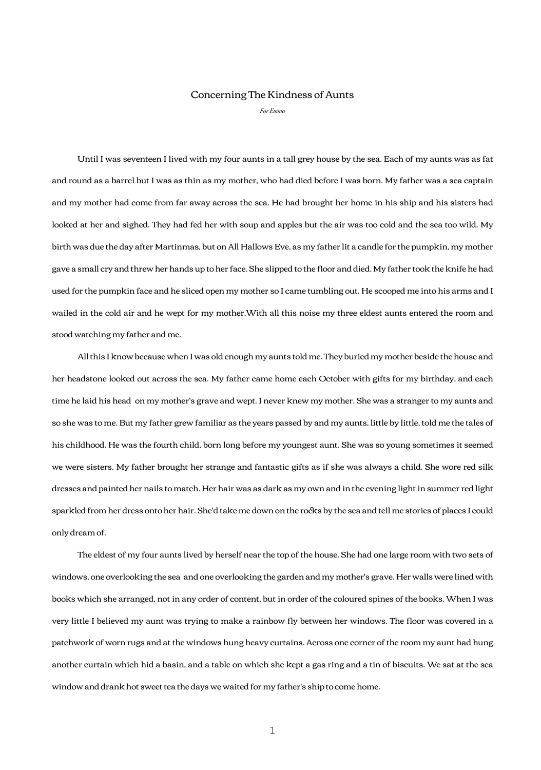# Concerning The Kindness of Aunts

*For Emma*

Until I was seventeen I lived with my four aunts in a tall grey house by the sea. Each of my aunts was as fat and round as a barrel but I was as thin as my mother, who had died before I was born. My father was a sea captain and my mother had come from far away across the sea. He had brought her home in his ship and his sisters had looked at her and sighed. They had fed her with soup and apples but the air was too cold and the sea too wild. My birth was due the day after Martinmas, but on All Hallows Eve, as my father lit a candle for the pumpkin, my mother gave a small cry and threw her hands up to her face. She slipped to the floor and died. My father took the knife he had used for the pumpkin face and he sliced open my mother so I came tumbling out. He scooped me into his arms and I wailed in the cold air and he wept for my mother.With all this noise my three eldest aunts entered the room and stood watching my father and me.

All this I know because when I was old enough my aunts told me. They buried my mother beside the house and her headstone looked out across the sea. My father came home each October with gifts for my birthday, and each time he laid his head on my mother's grave and wept. I never knew my mother. She was a stranger to my aunts and so she was to me. But my father grew familiar as the years passed by and my aunts, little by little, told me the tales of his childhood. He was the fourth child, born long before my youngest aunt. She was so young sometimes it seemed we were sisters. My father brought her strange and fantastic gifts as if she was always a child. She wore red silk dresses and painted her nails to match. Her hair was as dark as my own and in the evening light in summer red light sparkled from her dress onto her hair. She'd take me down on the rocks by the sea and tell me stories of places I could only dream of.

The eldest of my four aunts lived by herself near the top of the house. She had one large room with two sets of windows, one overlooking the sea and one overlooking the garden and my mother's grave. Her walls were lined with books which she arranged, not in any order of content, but in order of the coloured spines of the books. When I was very little I believed my aunt was trying to make a rainbow fly between her windows. The floor was covered in a patchwork of worn rugs and at the windows hung heavy curtains. Across one corner of the room my aunt had hung another curtain which hid a basin, and a table on which she kept a gas ring and a tin of biscuits. We sat at the sea window and drank hot sweet tea the days we waited for my father's ship to come home.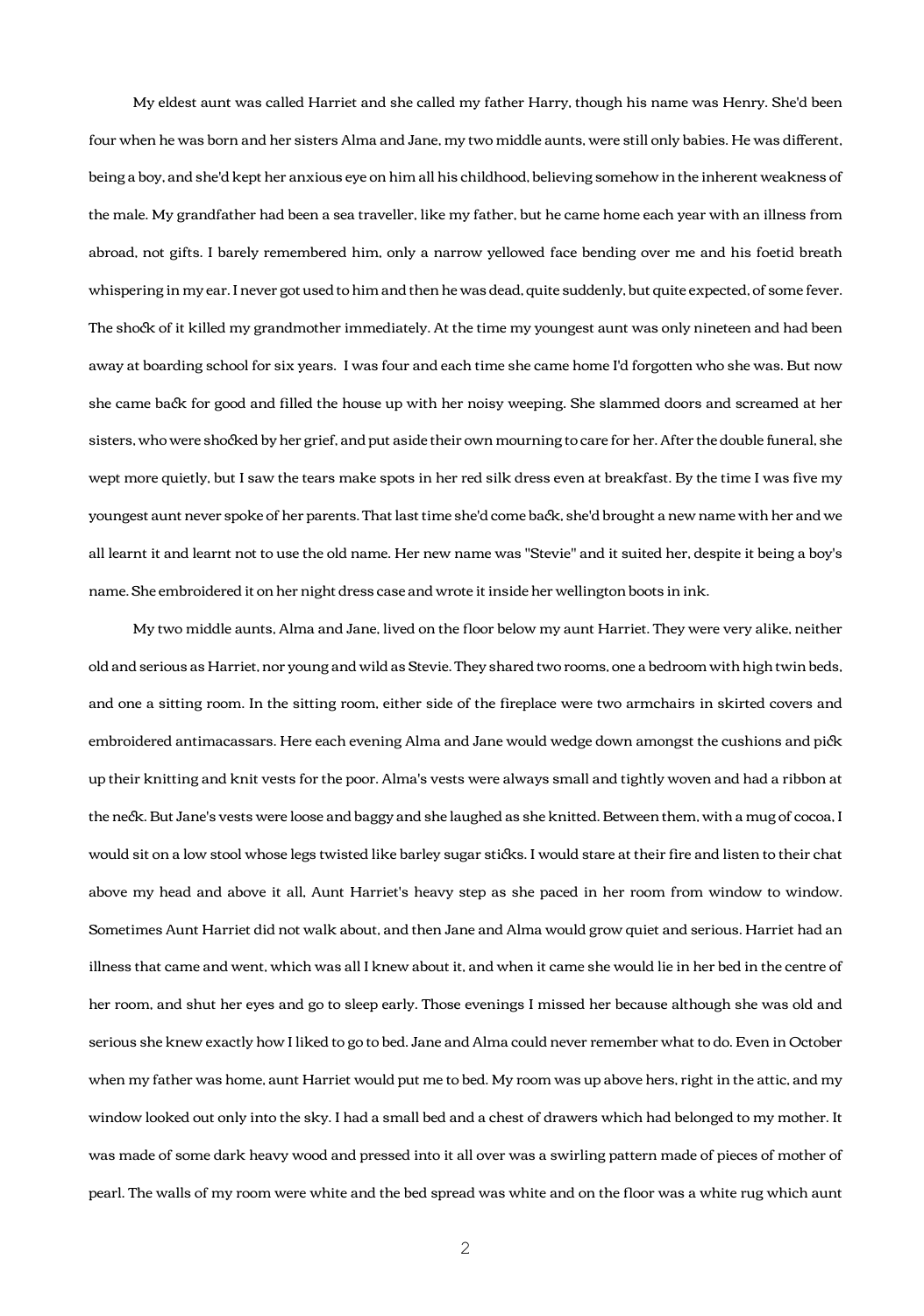My eldest aunt was called Harriet and she called my father Harry, though his name was Henry. She'd been four when he was born and her sisters Alma and Jane, my two middle aunts, were still only babies. He was different, being a boy, and she'd kept her anxious eye on him all his childhood, believing somehow in the inherent weakness of the male. My grandfather had been a sea traveller, like my father, but he came home each year with an illness from abroad, not gifts. I barely remembered him, only a narrow yellowed face bending over me and his foetid breath whispering in my ear. I never got used to him and then he was dead, quite suddenly, but quite expected, of some fever. The shock of it killed my grandmother immediately. At the time my youngest aunt was only nineteen and had been away at boarding school for six years. I was four and each time she came home I'd forgotten who she was. But now she came back for good and filled the house up with her noisy weeping. She slammed doors and screamed at her sisters, who were shocked by her grief, and put aside their own mourning to care for her. After the double funeral, she wept more quietly, but I saw the tears make spots in her red silk dress even at breakfast. By the time I was five my youngest aunt never spoke of her parents. That last time she'd come back, she'd brought a new name with her and we all learnt it and learnt not to use the old name. Her new name was "Stevie" and it suited her, despite it being a boy's name. She embroidered it on her night dress case and wrote it inside her wellington boots in ink.

My two middle aunts, Alma and Jane, lived on the floor below my aunt Harriet. They were very alike, neither old and serious as Harriet, nor young and wild as Stevie. They shared two rooms, one a bedroom with high twin beds, and one a sitting room. In the sitting room, either side of the fireplace were two armchairs in skirted covers and embroidered antimacassars. Here each evening Alma and Jane would wedge down amongst the cushions and pick up their knitting and knit vests for the poor. Alma's vests were always small and tightly woven and had a ribbon at the neck. But Jane's vests were loose and baggy and she laughed as she knitted. Between them, with a mug of cocoa, I would sit on a low stool whose legs twisted like barley sugar sticks. I would stare at their fire and listen to their chat above my head and above it all, Aunt Harriet's heavy step as she paced in her room from window to window. Sometimes Aunt Harriet did not walk about, and then Jane and Alma would grow quiet and serious. Harriet had an illness that came and went, which was all I knew about it, and when it came she would lie in her bed in the centre of her room, and shut her eyes and go to sleep early. Those evenings I missed her because although she was old and serious she knew exactly how I liked to go to bed. Jane and Alma could never remember what to do. Even in October when my father was home, aunt Harriet would put me to bed. My room was up above hers, right in the attic, and my window looked out only into the sky. I had a small bed and a chest of drawers which had belonged to my mother. It was made of some dark heavy wood and pressed into it all over was a swirling pattern made of pieces of mother of pearl. The walls of my room were white and the bed spread was white and on the floor was a white rug which aunt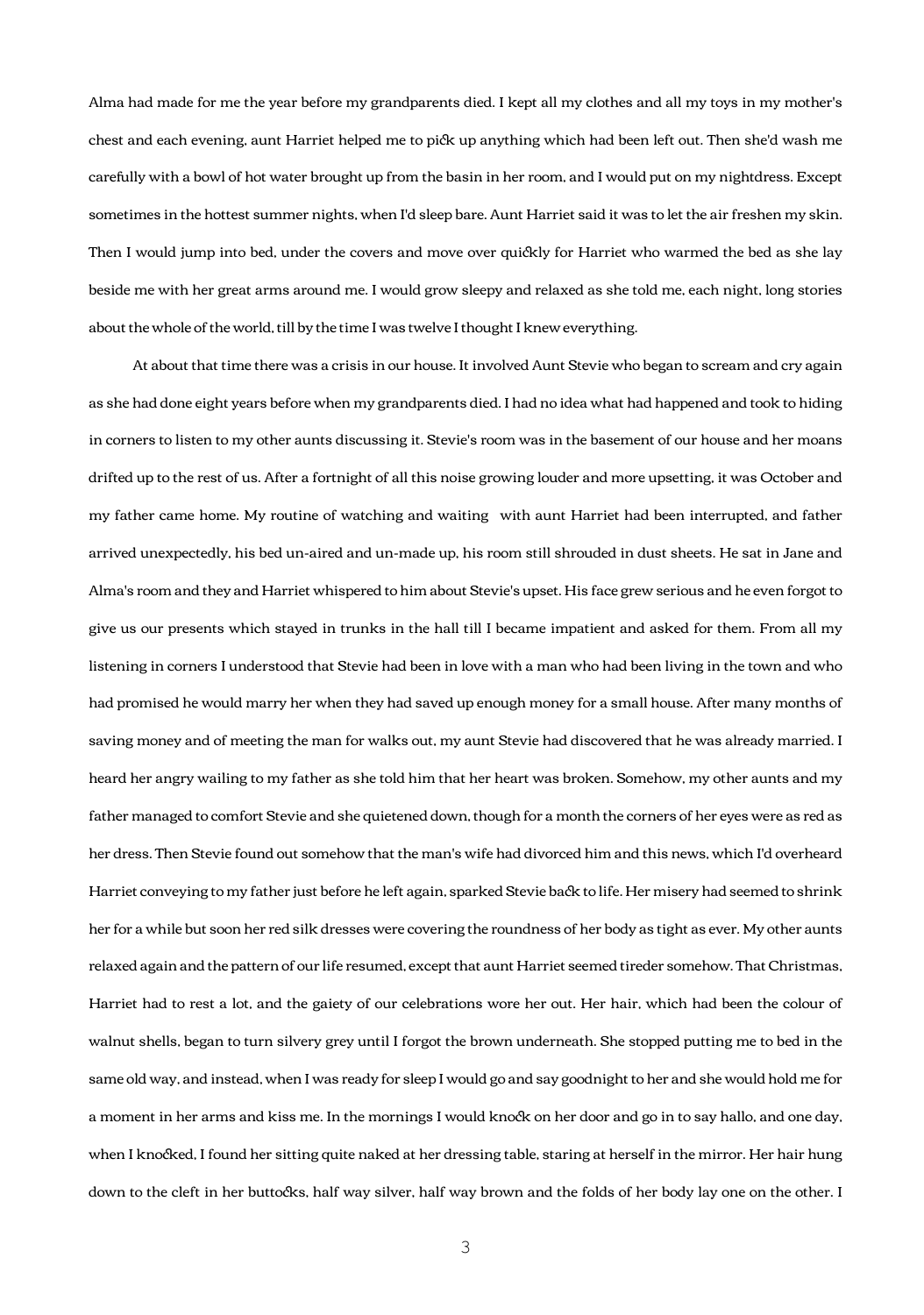Alma had made for me the year before my grandparents died. I kept all my clothes and all my toys in my mother's chest and each evening, aunt Harriet helped me to pick up anything which had been left out. Then she'd wash me carefully with a bowl of hot water brought up from the basin in her room, and I would put on my nightdress. Except sometimes in the hottest summer nights, when I'd sleep bare. Aunt Harriet said it was to let the air freshen my skin. Then I would jump into bed, under the covers and move over quickly for Harriet who warmed the bed as she lay beside me with her great arms around me. I would grow sleepy and relaxed as she told me, each night, long stories about the whole of the world, till by the time I was twelve I thought I knew everything.

At about that time there was a crisis in our house. It involved Aunt Stevie who began to scream and cry again as she had done eight years before when my grandparents died. I had no idea what had happened and took to hiding in corners to listen to my other aunts discussing it. Stevie's room was in the basement of our house and her moans drifted up to the rest of us. After a fortnight of all this noise growing louder and more upsetting, it was October and my father came home. My routine of watching and waiting  with aunt Harriet had been interrupted, and father arrived unexpectedly, his bed un-aired and un-made up, his room still shrouded in dust sheets. He sat in Jane and Alma's room and they and Harriet whispered to him about Stevie's upset. His face grew serious and he even forgot to give us our presents which stayed in trunks in the hall till I became impatient and asked for them. From all my listening in corners I understood that Stevie had been in love with a man who had been living in the town and who had promised he would marry her when they had saved up enough money for a small house. After many months of saving money and of meeting the man for walks out, my aunt Stevie had discovered that he was already married. I heard her angry wailing to my father as she told him that her heart was broken. Somehow, my other aunts and my father managed to comfort Stevie and she quietened down, though for a month the corners of her eyes were as red as her dress. Then Stevie found out somehow that the man's wife had divorced him and this news, which I'd overheard Harriet conveying to my father just before he left again, sparked Stevie back to life. Her misery had seemed to shrink her for a while but soon her red silk dresses were covering the roundness of her body as tight as ever. My other aunts relaxed again and the pattern of our life resumed, except that aunt Harriet seemed tireder somehow. That Christmas, Harriet had to rest a lot, and the gaiety of our celebrations wore her out. Her hair, which had been the colour of walnut shells, began to turn silvery grey until I forgot the brown underneath. She stopped putting me to bed in the same old way, and instead, when I was ready for sleep I would go and say goodnight to her and she would hold me for a moment in her arms and kiss me. In the mornings I would knock on her door and go in to say hallo, and one day, when I knocked, I found her sitting quite naked at her dressing table, staring at herself in the mirror. Her hair hung down to the cleft in her buttocks, half way silver, half way brown and the folds of her body lay one on the other. I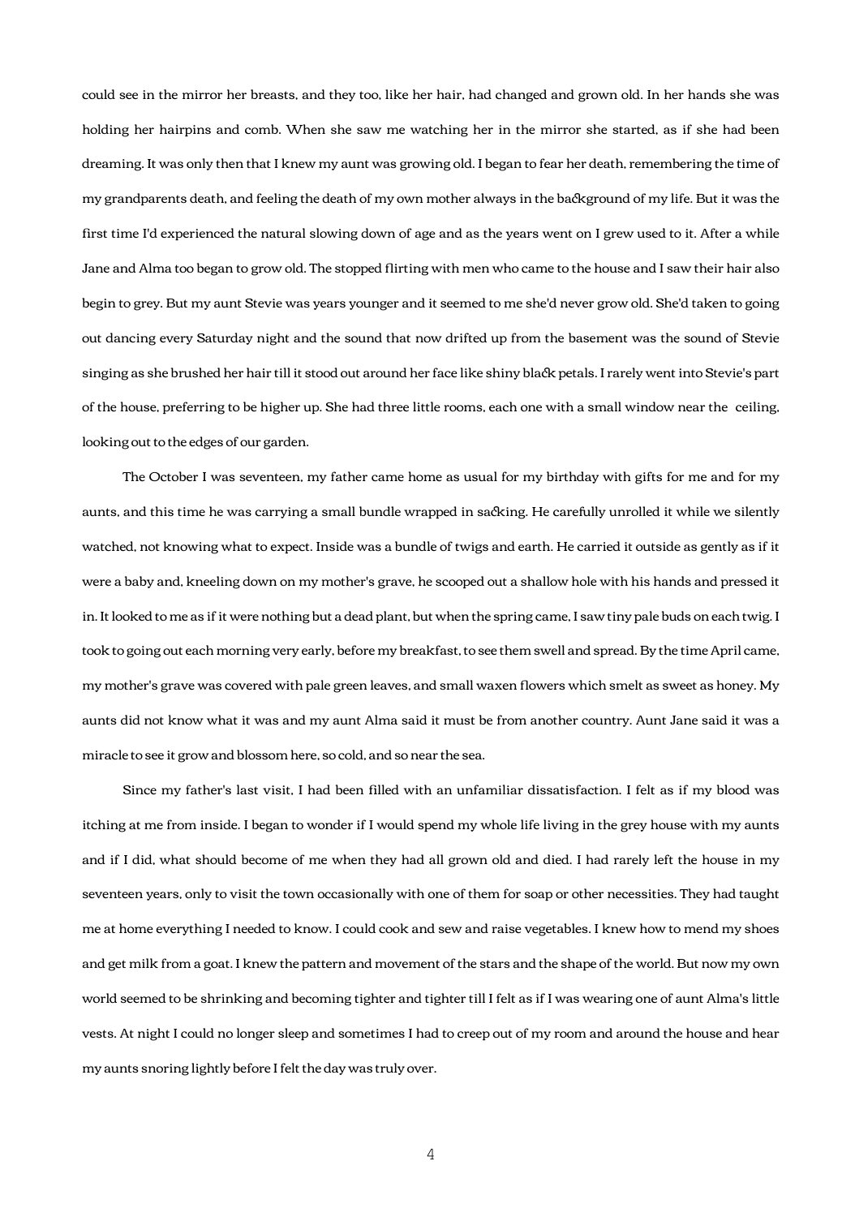could see in the mirror her breasts, and they too, like her hair, had changed and grown old. In her hands she was holding her hairpins and comb. When she saw me watching her in the mirror she started, as if she had been dreaming. It was only then that I knew my aunt was growing old. I began to fear her death, remembering the time of my grandparents death, and feeling the death of my own mother always in the background of my life. But it was the first time I'd experienced the natural slowing down of age and as the years went on I grew used to it. After a while Jane and Alma too began to grow old. The stopped flirting with men who came to the house and I saw their hair also begin to grey. But my aunt Stevie was years younger and it seemed to me she'd never grow old. She'd taken to going out dancing every Saturday night and the sound that now drifted up from the basement was the sound of Stevie singing as she brushed her hair till it stood out around her face like shiny black petals. I rarely went into Stevie's part of the house, preferring to be higher up. She had three little rooms, each one with a small window near the ceiling, looking out to the edges of our garden.

The October I was seventeen, my father came home as usual for my birthday with gifts for me and for my aunts, and this time he was carrying a small bundle wrapped in sacking. He carefully unrolled it while we silently watched, not knowing what to expect. Inside was a bundle of twigs and earth. He carried it outside as gently as if it were a baby and, kneeling down on my mother's grave, he scooped out a shallow hole with his hands and pressed it in. It looked to me as if it were nothing but a dead plant, but when the spring came, I saw tiny pale buds on each twig. I took to going out each morning very early, before my breakfast, to see them swell and spread. By the time April came, my mother's grave was covered with pale green leaves, and small waxen flowers which smelt as sweet as honey. My aunts did not know what it was and my aunt Alma said it must be from another country. Aunt Jane said it was a miracle to see it grow and blossom here, so cold, and so near the sea.

Since my father's last visit, I had been filled with an unfamiliar dissatisfaction. I felt as if my blood was itching at me from inside. I began to wonder if I would spend my whole life living in the grey house with my aunts and if I did, what should become of me when they had all grown old and died. I had rarely left the house in my seventeen years, only to visit the town occasionally with one of them for soap or other necessities. They had taught me at home everything I needed to know. I could cook and sew and raise vegetables. I knew how to mend my shoes and get milk from a goat. I knew the pattern and movement of the stars and the shape of the world. But now my own world seemed to be shrinking and becoming tighter and tighter till I felt as if I was wearing one of aunt Alma's little vests. At night I could no longer sleep and sometimes I had to creep out of my room and around the house and hear my aunts snoring lightly before I felt the day was truly over.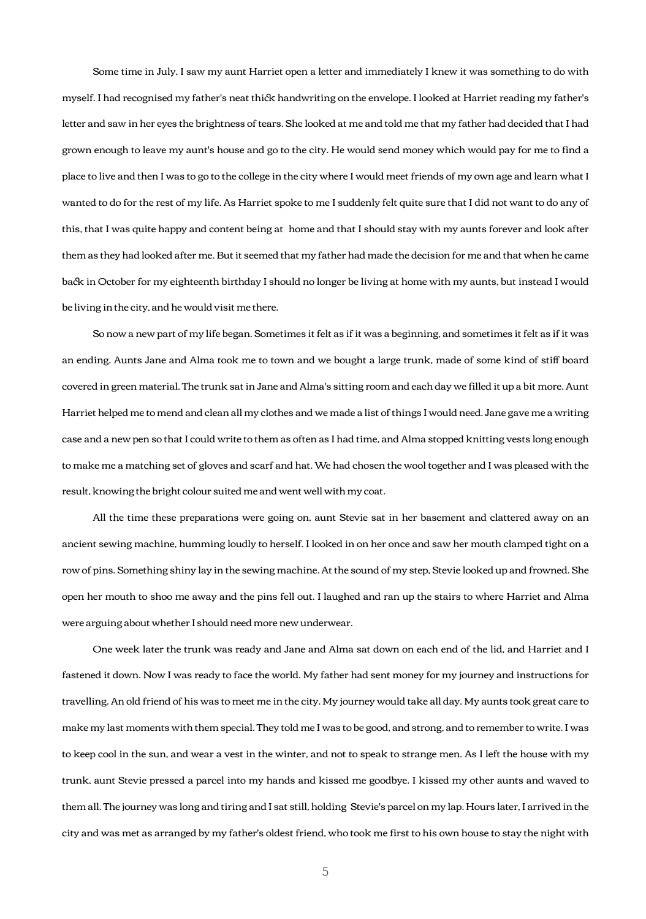Some time in July, I saw my aunt Harriet open a letter and immediately I knew it was something to do with myself. I had recognised my father's neat thick handwriting on the envelope. I looked at Harriet reading my father's letter and saw in her eyes the brightness of tears. She looked at me and told me that my father had decided that I had grown enough to leave my aunt's house and go to the city. He would send money which would pay for me to find a place to live and then I was to go to the college in the city where I would meet friends of my own age and learn what I wanted to do for the rest of my life. As Harriet spoke to me I suddenly felt quite sure that I did not want to do any of this, that I was quite happy and content being at home and that I should stay with my aunts forever and look after them as they had looked after me. But it seemed that my father had made the decision for me and that when he came back in October for my eighteenth birthday I should no longer be living at home with my aunts, but instead I would be living in the city, and he would visit me there.

So now a new part of my life began. Sometimes it felt as if it was a beginning, and sometimes it felt as if it was an ending. Aunts Jane and Alma took me to town and we bought a large trunk, made of some kind of stiff board covered in green material. The trunk sat in Jane and Alma's sitting room and each day we filled it up a bit more. Aunt Harriet helped me to mend and clean all my clothes and we made a list of things I would need. Jane gave me a writing case and a new pen so that I could write to them as often as I had time, and Alma stopped knitting vests long enough to make me a matching set of gloves and scarf and hat. We had chosen the wool together and I was pleased with the result, knowing the bright colour suited me and went well with my coat.

All the time these preparations were going on, aunt Stevie sat in her basement and clattered away on an ancient sewing machine, humming loudly to herself. I looked in on her once and saw her mouth clamped tight on a row of pins. Something shiny lay in the sewing machine. At the sound of my step, Stevie looked up and frowned. She open her mouth to shoo me away and the pins fell out. I laughed and ran up the stairs to where Harriet and Alma were arguing about whether I should need more new underwear.

One week later the trunk was ready and Jane and Alma sat down on each end of the lid, and Harriet and I fastened it down. Now I was ready to face the world. My father had sent money for my journey and instructions for travelling. An old friend of his was to meet me in the city. My journey would take all day. My aunts took great care to make my last moments with them special. They told me I was to be good, and strong, and to remember to write. I was to keep cool in the sun, and wear a vest in the winter, and not to speak to strange men. As I left the house with my trunk, aunt Stevie pressed a parcel into my hands and kissed me goodbye. I kissed my other aunts and waved to them all. The journey was long and tiring and I sat still, holding Stevie's parcel on my lap. Hours later, I arrived in the city and was met as arranged by my father's oldest friend, who took me first to his own house to stay the night with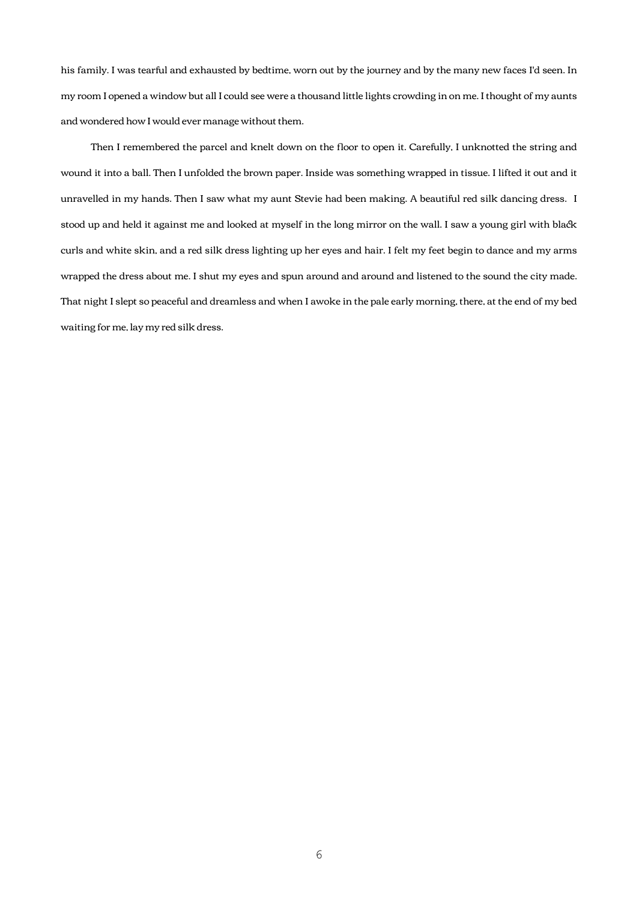his family. I was tearful and exhausted by bedtime, worn out by the journey and by the many new faces I'd seen. In my room I opened a window but all I could see were a thousand little lights crowding in on me. I thought of my aunts and wondered how I would ever manage without them.

Then I remembered the parcel and knelt down on the floor to open it. Carefully, I unknotted the string and wound it into a ball. Then I unfolded the brown paper. Inside was something wrapped in tissue. I lifted it out and it unravelled in my hands. Then I saw what my aunt Stevie had been making. A beautiful red silk dancing dress. I stood up and held it against me and looked at myself in the long mirror on the wall. I saw a young girl with black curls and white skin, and a red silk dress lighting up her eyes and hair. I felt my feet begin to dance and my arms wrapped the dress about me. I shut my eyes and spun around and around and listened to the sound the city made. That night I slept so peaceful and dreamless and when I awoke in the pale early morning, there, at the end of my bed waiting for me, lay my red silk dress.